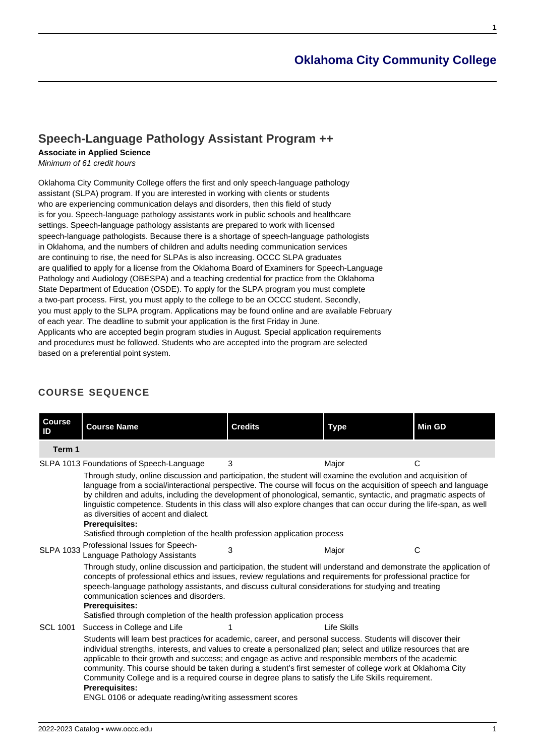## Oklahoma City Community College

# Speech-Language Pathology Assistant Program ++

**Associate in Applied Science**

*Minimum of 61 credit hours*

Oklahoma City Community College offers the first and only speech-language pathology assistant (SLPA) program. If you are interested in working with clients or students who are experiencing communication delays and disorders, then this field of study is for you. Speech-language pathology assistants work in public schools and healthcare settings. Speech-language pathology assistants are prepared to work with licensed speech-language pathologists. Because there is a shortage of speech-language pathologists in Oklahoma, and the numbers of children and adults needing communication services are continuing to rise, the need for SLPAs is also increasing. OCCC SLPA graduates are qualified to apply for a license from the Oklahoma Board of Examiners for Speech-Language Pathology and Audiology (OBESPA) and a teaching credential for practice from the Oklahoma State Department of Education (OSDE). To apply for the SLPA program you must complete a two-part process. First, you must apply to the college to be an OCCC student. Secondly, you must apply to the SLPA program. Applications may be found online and are available February of each year. The deadline to submit your application is the first Friday in June. Applicants who are accepted begin program studies in August. Special application requirements and procedures must be followed. Students who are accepted into the program are selected based on a preferential point system.

## COURSE SEQUENCE

| Course ID | Course Name | Credits | Type | Min GD |
|---|---|---|---|---|
| **Term 1** | | | | |
| SLPA 1013 | Foundations of Speech-Language | 3 | Major | C |
| | Through study, online discussion and participation, the student will examine the evolution and acquisition of language from a social/interactional perspective. The course will focus on the acquisition of speech and language by children and adults, including the development of phonological, semantic, syntactic, and pragmatic aspects of linguistic competence. Students in this class will also explore changes that can occur during the life-span, as well as diversities of accent and dialect.<br>**Prerequisites:**<br>Satisfied through completion of the health profession application process | | | |
| SLPA 1033 | Professional Issues for Speech-Language Pathology Assistants | 3 | Major | C |
| | Through study, online discussion and participation, the student will understand and demonstrate the application of concepts of professional ethics and issues, review regulations and requirements for professional practice for speech-language pathology assistants, and discuss cultural considerations for studying and treating communication sciences and disorders.<br>**Prerequisites:**<br>Satisfied through completion of the health profession application process | | | |
| SCL 1001 | Success in College and Life | 1 | Life Skills | |
| | Students will learn best practices for academic, career, and personal success. Students will discover their individual strengths, interests, and values to create a personalized plan; select and utilize resources that are applicable to their growth and success; and engage as active and responsible members of the academic community. This course should be taken during a student's first semester of college work at Oklahoma City Community College and is a required course in degree plans to satisfy the Life Skills requirement.<br>**Prerequisites:**<br>ENGL 0106 or adequate reading/writing assessment scores | | | |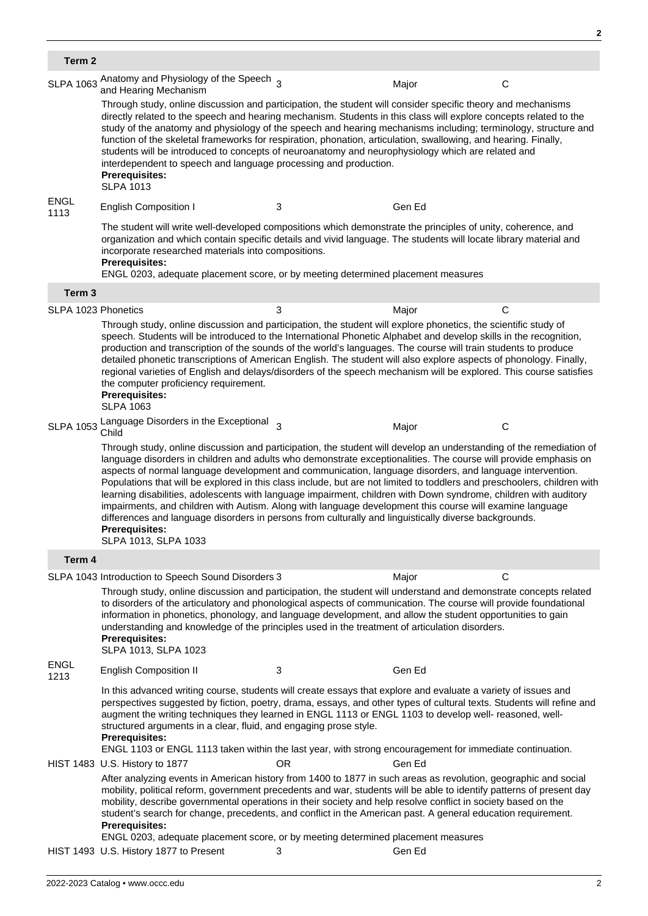## Term 2

**SLPA 1063** Anatomy and Physiology of the Speech and Hearing Mechanism | 3 | Major | C

Through study, online discussion and participation, the student will consider specific theory and mechanisms directly related to the speech and hearing mechanism. Students in this class will explore concepts related to the study of the anatomy and physiology of the speech and hearing mechanisms including; terminology, structure and function of the skeletal frameworks for respiration, phonation, articulation, swallowing, and hearing. Finally, students will be introduced to concepts of neuroanatomy and neurophysiology which are related and interdependent to speech and language processing and production.

**Prerequisites:**
SLPA 1013

**ENGL 1113** English Composition I | 3 | Gen Ed

The student will write well-developed compositions which demonstrate the principles of unity, coherence, and organization and which contain specific details and vivid language. The students will locate library material and incorporate researched materials into compositions.

**Prerequisites:**
ENGL 0203, adequate placement score, or by meeting determined placement measures

## Term 3

**SLPA 1023** Phonetics | 3 | Major | C

Through study, online discussion and participation, the student will explore phonetics, the scientific study of speech. Students will be introduced to the International Phonetic Alphabet and develop skills in the recognition, production and transcription of the sounds of the world's languages. The course will train students to produce detailed phonetic transcriptions of American English. The student will also explore aspects of phonology. Finally, regional varieties of English and delays/disorders of the speech mechanism will be explored. This course satisfies the computer proficiency requirement.

**Prerequisites:**
SLPA 1063

**SLPA 1053** Language Disorders in the Exceptional Child | 3 | Major | C

Through study, online discussion and participation, the student will develop an understanding of the remediation of language disorders in children and adults who demonstrate exceptionalities. The course will provide emphasis on aspects of normal language development and communication, language disorders, and language intervention. Populations that will be explored in this class include, but are not limited to toddlers and preschoolers, children with learning disabilities, adolescents with language impairment, children with Down syndrome, children with auditory impairments, and children with Autism. Along with language development this course will examine language differences and language disorders in persons from culturally and linguistically diverse backgrounds.

**Prerequisites:**
SLPA 1013, SLPA 1033

## Term 4

**SLPA 1043** Introduction to Speech Sound Disorders | 3 | Major | C

Through study, online discussion and participation, the student will understand and demonstrate concepts related to disorders of the articulatory and phonological aspects of communication. The course will provide foundational information in phonetics, phonology, and language development, and allow the student opportunities to gain understanding and knowledge of the principles used in the treatment of articulation disorders.

**Prerequisites:**
SLPA 1013, SLPA 1023

**ENGL 1213** English Composition II | 3 | Gen Ed

In this advanced writing course, students will create essays that explore and evaluate a variety of issues and perspectives suggested by fiction, poetry, drama, essays, and other types of cultural texts. Students will refine and augment the writing techniques they learned in ENGL 1113 or ENGL 1103 to develop well- reasoned, well-structured arguments in a clear, fluid, and engaging prose style.

**Prerequisites:**
ENGL 1103 or ENGL 1113 taken within the last year, with strong encouragement for immediate continuation.

**HIST 1483** U.S. History to 1877 | OR | Gen Ed

After analyzing events in American history from 1400 to 1877 in such areas as revolution, geographic and social mobility, political reform, government precedents and war, students will be able to identify patterns of present day mobility, describe governmental operations in their society and help resolve conflict in society based on the student's search for change, precedents, and conflict in the American past. A general education requirement.

**Prerequisites:**
ENGL 0203, adequate placement score, or by meeting determined placement measures

**HIST 1493** U.S. History 1877 to Present | 3 | Gen Ed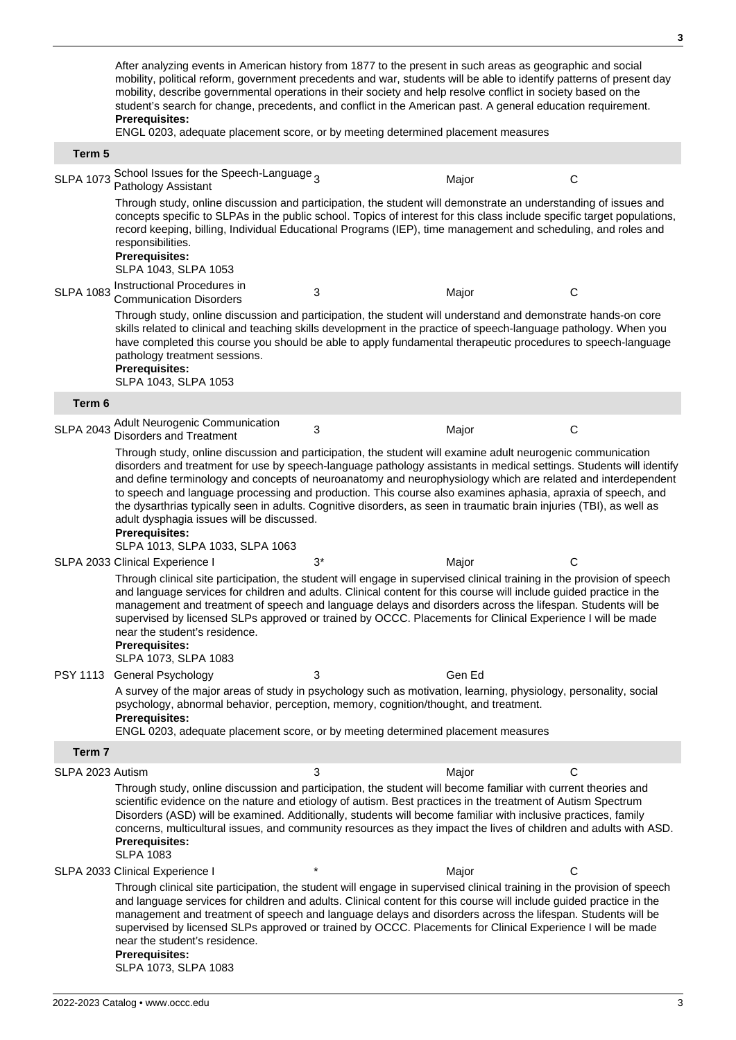After analyzing events in American history from 1877 to the present in such areas as geographic and social mobility, political reform, government precedents and war, students will be able to identify patterns of present day mobility, describe governmental operations in their society and help resolve conflict in society based on the student's search for change, precedents, and conflict in the American past. A general education requirement.
**Prerequisites:**
ENGL 0203, adequate placement score, or by meeting determined placement measures

## Term 5

| Course | Title | Credits | Type | Min. Grade |
|---|---|---|---|---|
| SLPA 1073 | School Issues for the Speech-Language Pathology Assistant | 3 | Major | C |

Through study, online discussion and participation, the student will demonstrate an understanding of issues and concepts specific to SLPAs in the public school. Topics of interest for this class include specific target populations, record keeping, billing, Individual Educational Programs (IEP), time management and scheduling, and roles and responsibilities.
**Prerequisites:**
SLPA 1043, SLPA 1053

| Course | Title | Credits | Type | Min. Grade |
|---|---|---|---|---|
| SLPA 1083 | Instructional Procedures in Communication Disorders | 3 | Major | C |

Through study, online discussion and participation, the student will understand and demonstrate hands-on core skills related to clinical and teaching skills development in the practice of speech-language pathology. When you have completed this course you should be able to apply fundamental therapeutic procedures to speech-language pathology treatment sessions.
**Prerequisites:**
SLPA 1043, SLPA 1053

## Term 6

| Course | Title | Credits | Type | Min. Grade |
|---|---|---|---|---|
| SLPA 2043 | Adult Neurogenic Communication Disorders and Treatment | 3 | Major | C |

Through study, online discussion and participation, the student will examine adult neurogenic communication disorders and treatment for use by speech-language pathology assistants in medical settings. Students will identify and define terminology and concepts of neuroanatomy and neurophysiology which are related and interdependent to speech and language processing and production. This course also examines aphasia, apraxia of speech, and the dysarthrias typically seen in adults. Cognitive disorders, as seen in traumatic brain injuries (TBI), as well as adult dysphagia issues will be discussed.
**Prerequisites:**
SLPA 1013, SLPA 1033, SLPA 1063

| Course | Title | Credits | Type | Min. Grade |
|---|---|---|---|---|
| SLPA 2033 | Clinical Experience I | 3* | Major | C |

Through clinical site participation, the student will engage in supervised clinical training in the provision of speech and language services for children and adults. Clinical content for this course will include guided practice in the management and treatment of speech and language delays and disorders across the lifespan. Students will be supervised by licensed SLPs approved or trained by OCCC. Placements for Clinical Experience I will be made near the student's residence.
**Prerequisites:**
SLPA 1073, SLPA 1083

| Course | Title | Credits | Type | Min. Grade |
|---|---|---|---|---|
| PSY 1113 | General Psychology | 3 | Gen Ed | |

A survey of the major areas of study in psychology such as motivation, learning, physiology, personality, social psychology, abnormal behavior, perception, memory, cognition/thought, and treatment.
**Prerequisites:**
ENGL 0203, adequate placement score, or by meeting determined placement measures

## Term 7

| Course | Title | Credits | Type | Min. Grade |
|---|---|---|---|---|
| SLPA 2023 | Autism | 3 | Major | C |

Through study, online discussion and participation, the student will become familiar with current theories and scientific evidence on the nature and etiology of autism. Best practices in the treatment of Autism Spectrum Disorders (ASD) will be examined. Additionally, students will become familiar with inclusive practices, family concerns, multicultural issues, and community resources as they impact the lives of children and adults with ASD.
**Prerequisites:**
SLPA 1083

| Course | Title | Credits | Type | Min. Grade |
|---|---|---|---|---|
| SLPA 2033 | Clinical Experience I | * | Major | C |

Through clinical site participation, the student will engage in supervised clinical training in the provision of speech and language services for children and adults. Clinical content for this course will include guided practice in the management and treatment of speech and language delays and disorders across the lifespan. Students will be supervised by licensed SLPs approved or trained by OCCC. Placements for Clinical Experience I will be made near the student's residence.
**Prerequisites:**
SLPA 1073, SLPA 1083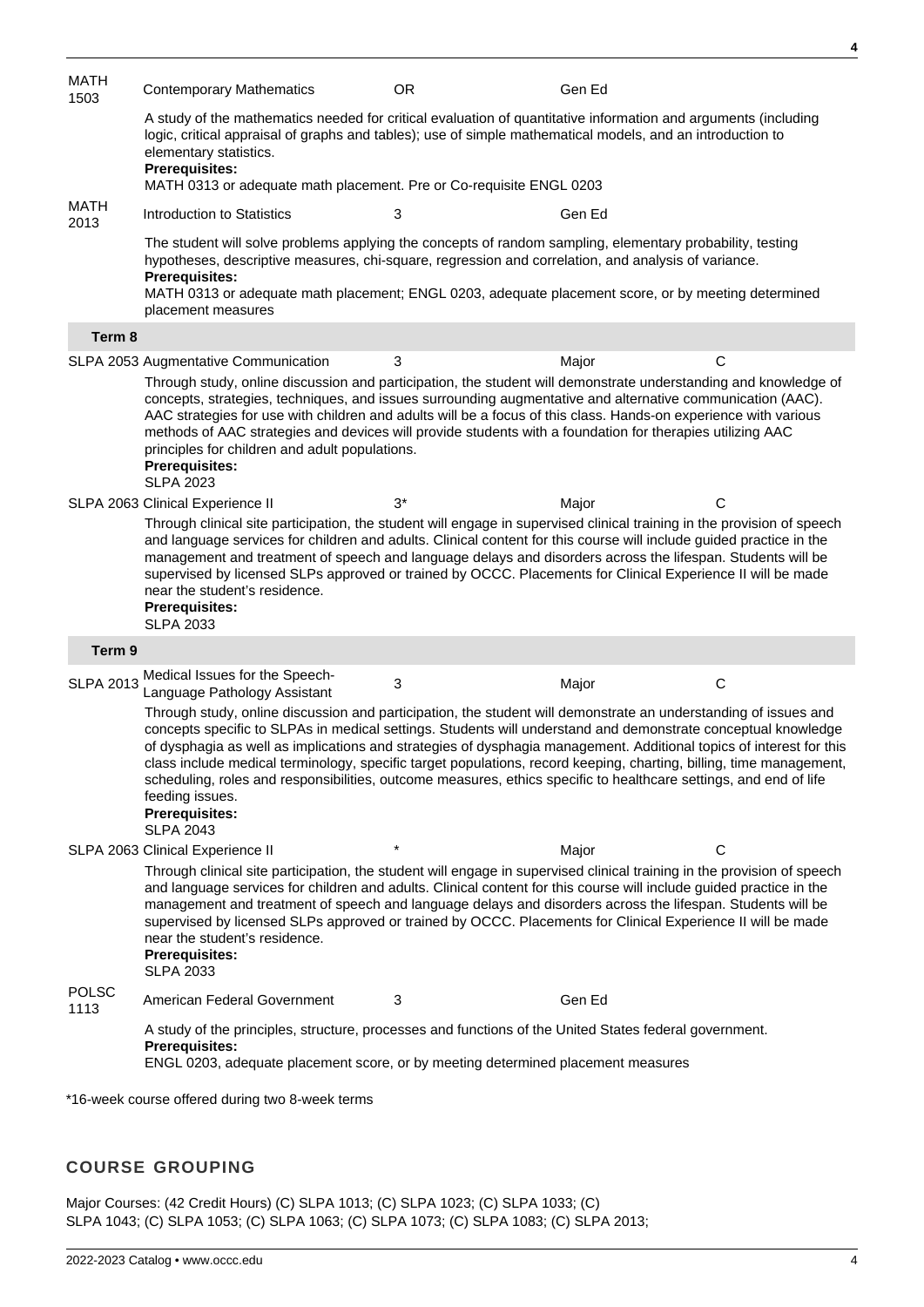| | | | | |
|---|---|---|---|---|
| MATH 1503 | Contemporary Mathematics | OR | Gen Ed | |

A study of the mathematics needed for critical evaluation of quantitative information and arguments (including logic, critical appraisal of graphs and tables); use of simple mathematical models, and an introduction to elementary statistics.
**Prerequisites:**
MATH 0313 or adequate math placement. Pre or Co-requisite ENGL 0203

| | | | | |
|---|---|---|---|---|
| MATH 2013 | Introduction to Statistics | 3 | Gen Ed | |

The student will solve problems applying the concepts of random sampling, elementary probability, testing hypotheses, descriptive measures, chi-square, regression and correlation, and analysis of variance.
**Prerequisites:**
MATH 0313 or adequate math placement; ENGL 0203, adequate placement score, or by meeting determined placement measures

### Term 8

| | | | | |
|---|---|---|---|---|
| SLPA 2053 | Augmentative Communication | 3 | Major | C |

Through study, online discussion and participation, the student will demonstrate understanding and knowledge of concepts, strategies, techniques, and issues surrounding augmentative and alternative communication (AAC). AAC strategies for use with children and adults will be a focus of this class. Hands-on experience with various methods of AAC strategies and devices will provide students with a foundation for therapies utilizing AAC principles for children and adult populations.
**Prerequisites:**
SLPA 2023

| | | | | |
|---|---|---|---|---|
| SLPA 2063 | Clinical Experience II | 3* | Major | C |

Through clinical site participation, the student will engage in supervised clinical training in the provision of speech and language services for children and adults. Clinical content for this course will include guided practice in the management and treatment of speech and language delays and disorders across the lifespan. Students will be supervised by licensed SLPs approved or trained by OCCC. Placements for Clinical Experience II will be made near the student's residence.
**Prerequisites:**
SLPA 2033

### Term 9

| | | | | |
|---|---|---|---|---|
| SLPA 2013 | Medical Issues for the Speech-Language Pathology Assistant | 3 | Major | C |

Through study, online discussion and participation, the student will demonstrate an understanding of issues and concepts specific to SLPAs in medical settings. Students will understand and demonstrate conceptual knowledge of dysphagia as well as implications and strategies of dysphagia management. Additional topics of interest for this class include medical terminology, specific target populations, record keeping, charting, billing, time management, scheduling, roles and responsibilities, outcome measures, ethics specific to healthcare settings, and end of life feeding issues.
**Prerequisites:**
SLPA 2043

| | | | | |
|---|---|---|---|---|
| SLPA 2063 | Clinical Experience II | * | Major | C |

Through clinical site participation, the student will engage in supervised clinical training in the provision of speech and language services for children and adults. Clinical content for this course will include guided practice in the management and treatment of speech and language delays and disorders across the lifespan. Students will be supervised by licensed SLPs approved or trained by OCCC. Placements for Clinical Experience II will be made near the student's residence.
**Prerequisites:**
SLPA 2033

| | | | | |
|---|---|---|---|---|
| POLSC 1113 | American Federal Government | 3 | Gen Ed | |

A study of the principles, structure, processes and functions of the United States federal government.
**Prerequisites:**
ENGL 0203, adequate placement score, or by meeting determined placement measures

*16-week course offered during two 8-week terms

## COURSE GROUPING

Major Courses: (42 Credit Hours) (C) SLPA 1013; (C) SLPA 1023; (C) SLPA 1033; (C) SLPA 1043; (C) SLPA 1053; (C) SLPA 1063; (C) SLPA 1073; (C) SLPA 1083; (C) SLPA 2013;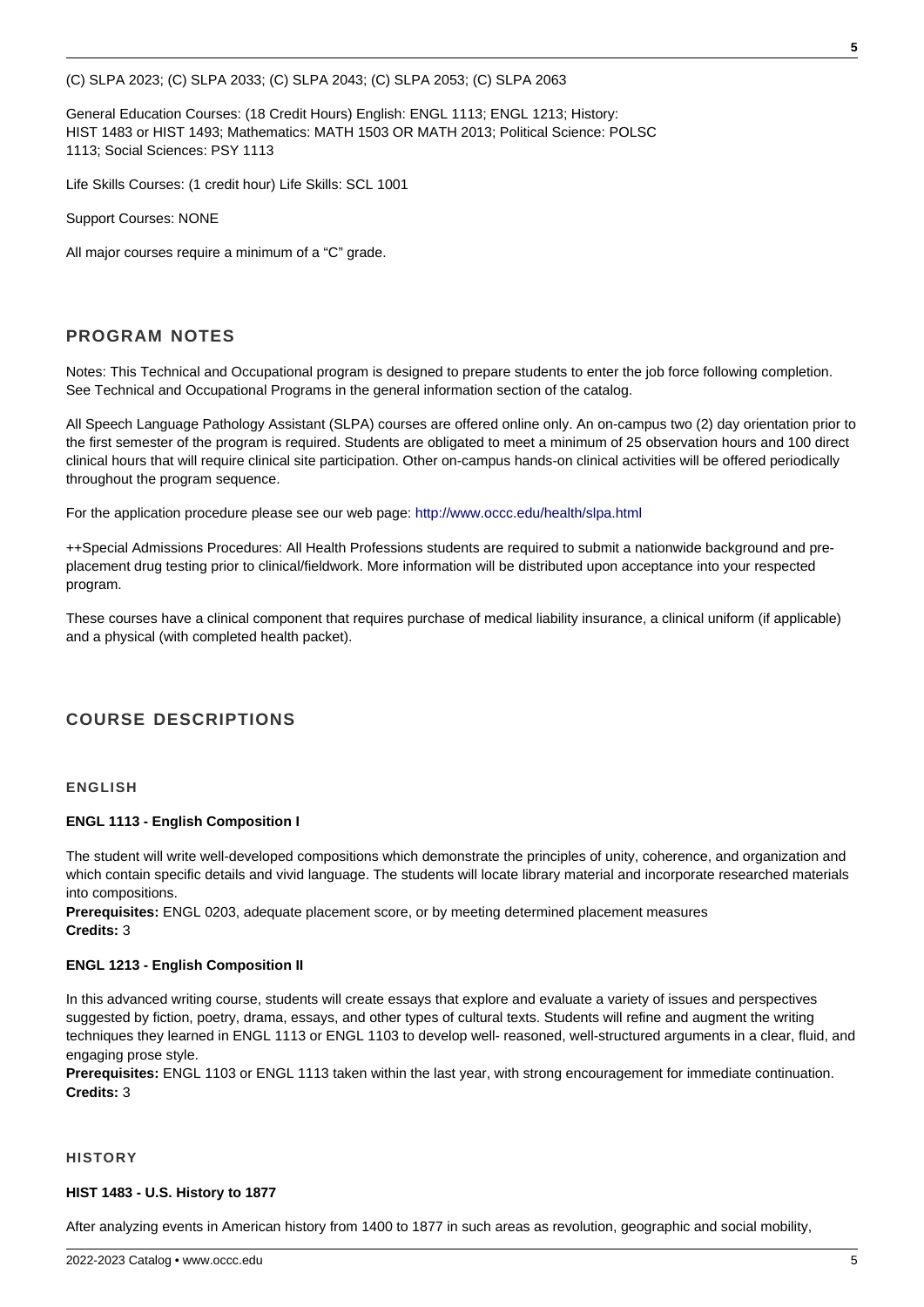(C) SLPA 2023; (C) SLPA 2033; (C) SLPA 2043; (C) SLPA 2053; (C) SLPA 2063

General Education Courses: (18 Credit Hours) English: ENGL 1113; ENGL 1213; History: HIST 1483 or HIST 1493; Mathematics: MATH 1503 OR MATH 2013; Political Science: POLSC 1113; Social Sciences: PSY 1113

Life Skills Courses: (1 credit hour) Life Skills: SCL 1001

Support Courses: NONE

All major courses require a minimum of a "C" grade.

## PROGRAM NOTES

Notes: This Technical and Occupational program is designed to prepare students to enter the job force following completion. See Technical and Occupational Programs in the general information section of the catalog.

All Speech Language Pathology Assistant (SLPA) courses are offered online only. An on-campus two (2) day orientation prior to the first semester of the program is required. Students are obligated to meet a minimum of 25 observation hours and 100 direct clinical hours that will require clinical site participation. Other on-campus hands-on clinical activities will be offered periodically throughout the program sequence.

For the application procedure please see our web page: http://www.occc.edu/health/slpa.html

++Special Admissions Procedures: All Health Professions students are required to submit a nationwide background and pre-placement drug testing prior to clinical/fieldwork. More information will be distributed upon acceptance into your respected program.

These courses have a clinical component that requires purchase of medical liability insurance, a clinical uniform (if applicable) and a physical (with completed health packet).

## COURSE DESCRIPTIONS

### ENGLISH

**ENGL 1113 - English Composition I**

The student will write well-developed compositions which demonstrate the principles of unity, coherence, and organization and which contain specific details and vivid language. The students will locate library material and incorporate researched materials into compositions.
**Prerequisites:** ENGL 0203, adequate placement score, or by meeting determined placement measures
**Credits:** 3

**ENGL 1213 - English Composition II**

In this advanced writing course, students will create essays that explore and evaluate a variety of issues and perspectives suggested by fiction, poetry, drama, essays, and other types of cultural texts. Students will refine and augment the writing techniques they learned in ENGL 1113 or ENGL 1103 to develop well- reasoned, well-structured arguments in a clear, fluid, and engaging prose style.
**Prerequisites:** ENGL 1103 or ENGL 1113 taken within the last year, with strong encouragement for immediate continuation.
**Credits:** 3

### HISTORY

**HIST 1483 - U.S. History to 1877**

After analyzing events in American history from 1400 to 1877 in such areas as revolution, geographic and social mobility,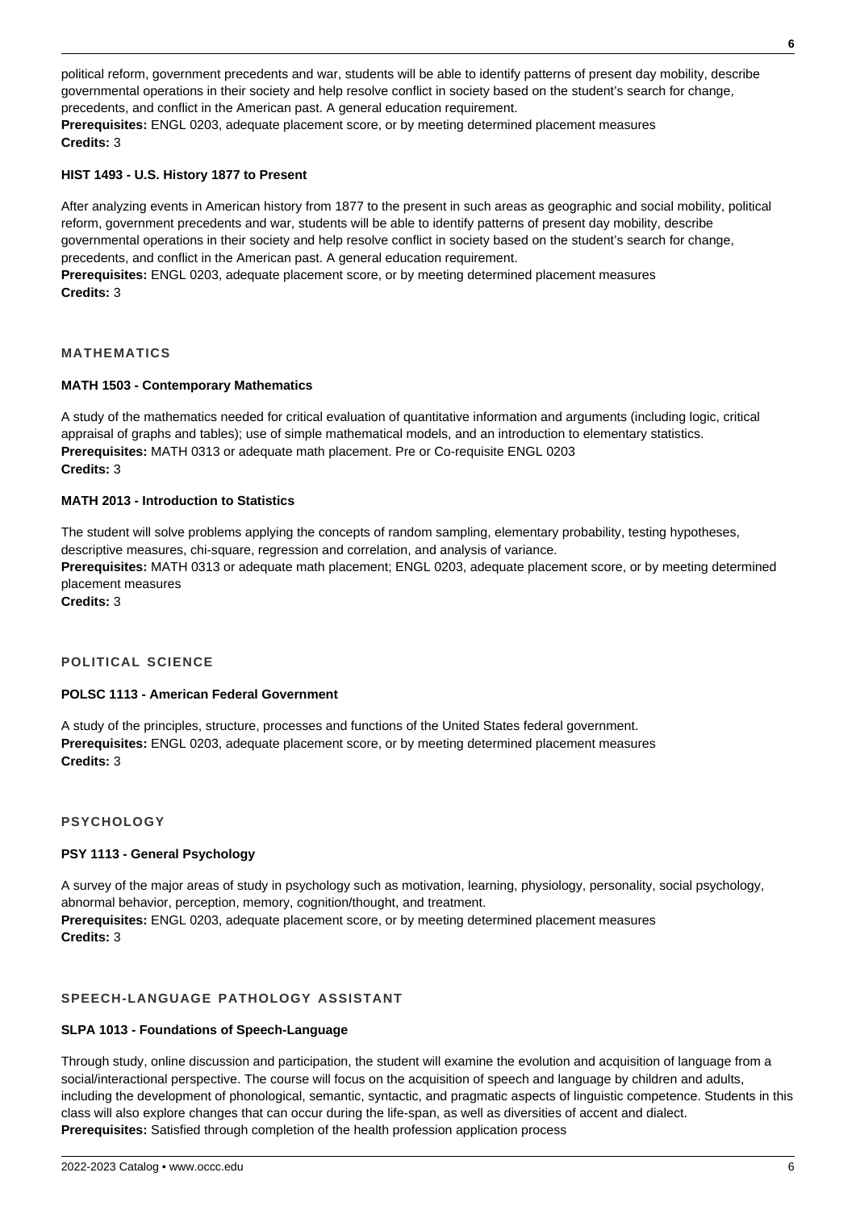political reform, government precedents and war, students will be able to identify patterns of present day mobility, describe governmental operations in their society and help resolve conflict in society based on the student's search for change, precedents, and conflict in the American past. A general education requirement.
**Prerequisites:** ENGL 0203, adequate placement score, or by meeting determined placement measures
**Credits:** 3

#### HIST 1493 - U.S. History 1877 to Present

After analyzing events in American history from 1877 to the present in such areas as geographic and social mobility, political reform, government precedents and war, students will be able to identify patterns of present day mobility, describe governmental operations in their society and help resolve conflict in society based on the student's search for change, precedents, and conflict in the American past. A general education requirement.
**Prerequisites:** ENGL 0203, adequate placement score, or by meeting determined placement measures
**Credits:** 3

### MATHEMATICS

#### MATH 1503 - Contemporary Mathematics

A study of the mathematics needed for critical evaluation of quantitative information and arguments (including logic, critical appraisal of graphs and tables); use of simple mathematical models, and an introduction to elementary statistics.
**Prerequisites:** MATH 0313 or adequate math placement. Pre or Co-requisite ENGL 0203
**Credits:** 3

#### MATH 2013 - Introduction to Statistics

The student will solve problems applying the concepts of random sampling, elementary probability, testing hypotheses, descriptive measures, chi-square, regression and correlation, and analysis of variance.
**Prerequisites:** MATH 0313 or adequate math placement; ENGL 0203, adequate placement score, or by meeting determined placement measures
**Credits:** 3

### POLITICAL SCIENCE

#### POLSC 1113 - American Federal Government

A study of the principles, structure, processes and functions of the United States federal government.
**Prerequisites:** ENGL 0203, adequate placement score, or by meeting determined placement measures
**Credits:** 3

### PSYCHOLOGY

#### PSY 1113 - General Psychology

A survey of the major areas of study in psychology such as motivation, learning, physiology, personality, social psychology, abnormal behavior, perception, memory, cognition/thought, and treatment.
**Prerequisites:** ENGL 0203, adequate placement score, or by meeting determined placement measures
**Credits:** 3

### SPEECH-LANGUAGE PATHOLOGY ASSISTANT

#### SLPA 1013 - Foundations of Speech-Language

Through study, online discussion and participation, the student will examine the evolution and acquisition of language from a social/interactional perspective. The course will focus on the acquisition of speech and language by children and adults, including the development of phonological, semantic, syntactic, and pragmatic aspects of linguistic competence. Students in this class will also explore changes that can occur during the life-span, as well as diversities of accent and dialect.
**Prerequisites:** Satisfied through completion of the health profession application process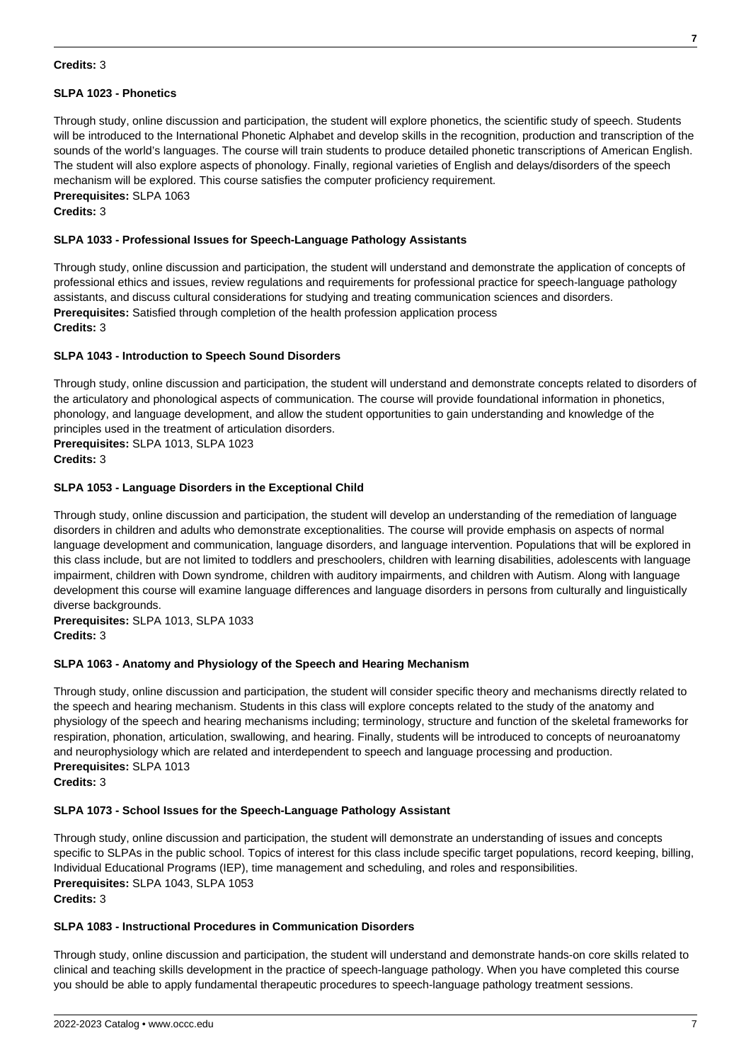**Credits:** 3

#### SLPA 1023 - Phonetics

Through study, online discussion and participation, the student will explore phonetics, the scientific study of speech. Students will be introduced to the International Phonetic Alphabet and develop skills in the recognition, production and transcription of the sounds of the world's languages. The course will train students to produce detailed phonetic transcriptions of American English. The student will also explore aspects of phonology. Finally, regional varieties of English and delays/disorders of the speech mechanism will be explored. This course satisfies the computer proficiency requirement.
**Prerequisites:** SLPA 1063
**Credits:** 3

#### SLPA 1033 - Professional Issues for Speech-Language Pathology Assistants

Through study, online discussion and participation, the student will understand and demonstrate the application of concepts of professional ethics and issues, review regulations and requirements for professional practice for speech-language pathology assistants, and discuss cultural considerations for studying and treating communication sciences and disorders.
**Prerequisites:** Satisfied through completion of the health profession application process
**Credits:** 3

#### SLPA 1043 - Introduction to Speech Sound Disorders

Through study, online discussion and participation, the student will understand and demonstrate concepts related to disorders of the articulatory and phonological aspects of communication. The course will provide foundational information in phonetics, phonology, and language development, and allow the student opportunities to gain understanding and knowledge of the principles used in the treatment of articulation disorders.
**Prerequisites:** SLPA 1013, SLPA 1023
**Credits:** 3

#### SLPA 1053 - Language Disorders in the Exceptional Child

Through study, online discussion and participation, the student will develop an understanding of the remediation of language disorders in children and adults who demonstrate exceptionalities. The course will provide emphasis on aspects of normal language development and communication, language disorders, and language intervention. Populations that will be explored in this class include, but are not limited to toddlers and preschoolers, children with learning disabilities, adolescents with language impairment, children with Down syndrome, children with auditory impairments, and children with Autism. Along with language development this course will examine language differences and language disorders in persons from culturally and linguistically diverse backgrounds.
**Prerequisites:** SLPA 1013, SLPA 1033
**Credits:** 3

#### SLPA 1063 - Anatomy and Physiology of the Speech and Hearing Mechanism

Through study, online discussion and participation, the student will consider specific theory and mechanisms directly related to the speech and hearing mechanism. Students in this class will explore concepts related to the study of the anatomy and physiology of the speech and hearing mechanisms including; terminology, structure and function of the skeletal frameworks for respiration, phonation, articulation, swallowing, and hearing. Finally, students will be introduced to concepts of neuroanatomy and neurophysiology which are related and interdependent to speech and language processing and production.
**Prerequisites:** SLPA 1013
**Credits:** 3

#### SLPA 1073 - School Issues for the Speech-Language Pathology Assistant

Through study, online discussion and participation, the student will demonstrate an understanding of issues and concepts specific to SLPAs in the public school. Topics of interest for this class include specific target populations, record keeping, billing, Individual Educational Programs (IEP), time management and scheduling, and roles and responsibilities.
**Prerequisites:** SLPA 1043, SLPA 1053
**Credits:** 3

#### SLPA 1083 - Instructional Procedures in Communication Disorders

Through study, online discussion and participation, the student will understand and demonstrate hands-on core skills related to clinical and teaching skills development in the practice of speech-language pathology. When you have completed this course you should be able to apply fundamental therapeutic procedures to speech-language pathology treatment sessions.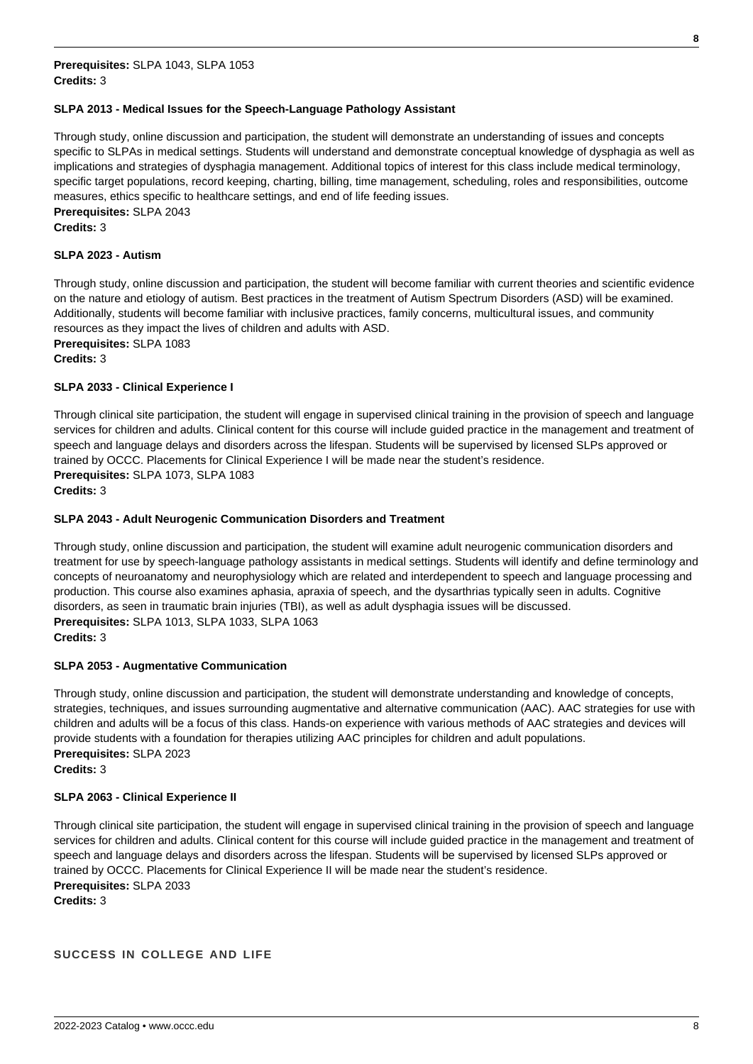**Prerequisites:** SLPA 1043, SLPA 1053
**Credits:** 3

### SLPA 2013 - Medical Issues for the Speech-Language Pathology Assistant

Through study, online discussion and participation, the student will demonstrate an understanding of issues and concepts specific to SLPAs in medical settings. Students will understand and demonstrate conceptual knowledge of dysphagia as well as implications and strategies of dysphagia management. Additional topics of interest for this class include medical terminology, specific target populations, record keeping, charting, billing, time management, scheduling, roles and responsibilities, outcome measures, ethics specific to healthcare settings, and end of life feeding issues.
**Prerequisites:** SLPA 2043
**Credits:** 3

### SLPA 2023 - Autism

Through study, online discussion and participation, the student will become familiar with current theories and scientific evidence on the nature and etiology of autism. Best practices in the treatment of Autism Spectrum Disorders (ASD) will be examined. Additionally, students will become familiar with inclusive practices, family concerns, multicultural issues, and community resources as they impact the lives of children and adults with ASD.
**Prerequisites:** SLPA 1083
**Credits:** 3

### SLPA 2033 - Clinical Experience I

Through clinical site participation, the student will engage in supervised clinical training in the provision of speech and language services for children and adults. Clinical content for this course will include guided practice in the management and treatment of speech and language delays and disorders across the lifespan. Students will be supervised by licensed SLPs approved or trained by OCCC. Placements for Clinical Experience I will be made near the student's residence.
**Prerequisites:** SLPA 1073, SLPA 1083
**Credits:** 3

### SLPA 2043 - Adult Neurogenic Communication Disorders and Treatment

Through study, online discussion and participation, the student will examine adult neurogenic communication disorders and treatment for use by speech-language pathology assistants in medical settings. Students will identify and define terminology and concepts of neuroanatomy and neurophysiology which are related and interdependent to speech and language processing and production. This course also examines aphasia, apraxia of speech, and the dysarthrias typically seen in adults. Cognitive disorders, as seen in traumatic brain injuries (TBI), as well as adult dysphagia issues will be discussed.
**Prerequisites:** SLPA 1013, SLPA 1033, SLPA 1063
**Credits:** 3

### SLPA 2053 - Augmentative Communication

Through study, online discussion and participation, the student will demonstrate understanding and knowledge of concepts, strategies, techniques, and issues surrounding augmentative and alternative communication (AAC). AAC strategies for use with children and adults will be a focus of this class. Hands-on experience with various methods of AAC strategies and devices will provide students with a foundation for therapies utilizing AAC principles for children and adult populations.
**Prerequisites:** SLPA 2023
**Credits:** 3

### SLPA 2063 - Clinical Experience II

Through clinical site participation, the student will engage in supervised clinical training in the provision of speech and language services for children and adults. Clinical content for this course will include guided practice in the management and treatment of speech and language delays and disorders across the lifespan. Students will be supervised by licensed SLPs approved or trained by OCCC. Placements for Clinical Experience II will be made near the student's residence.
**Prerequisites:** SLPA 2033
**Credits:** 3

## SUCCESS IN COLLEGE AND LIFE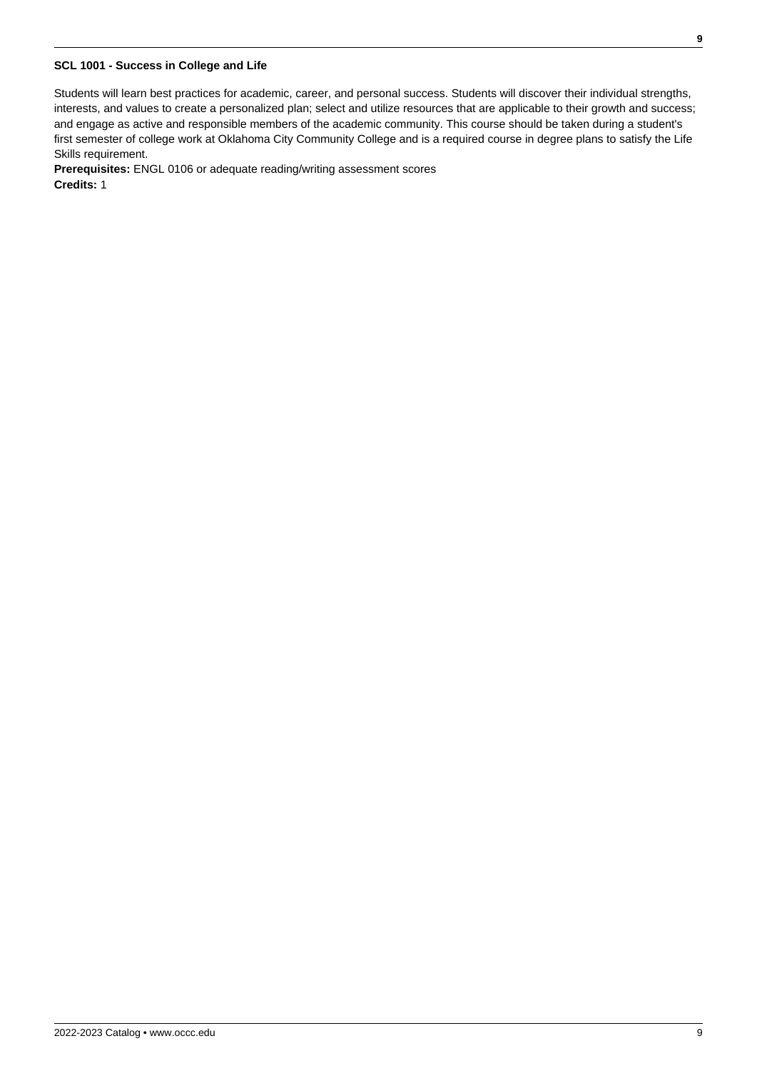**SCL 1001 - Success in College and Life**

Students will learn best practices for academic, career, and personal success. Students will discover their individual strengths, interests, and values to create a personalized plan; select and utilize resources that are applicable to their growth and success; and engage as active and responsible members of the academic community. This course should be taken during a student's first semester of college work at Oklahoma City Community College and is a required course in degree plans to satisfy the Life Skills requirement.

**Prerequisites:** ENGL 0106 or adequate reading/writing assessment scores
**Credits:** 1